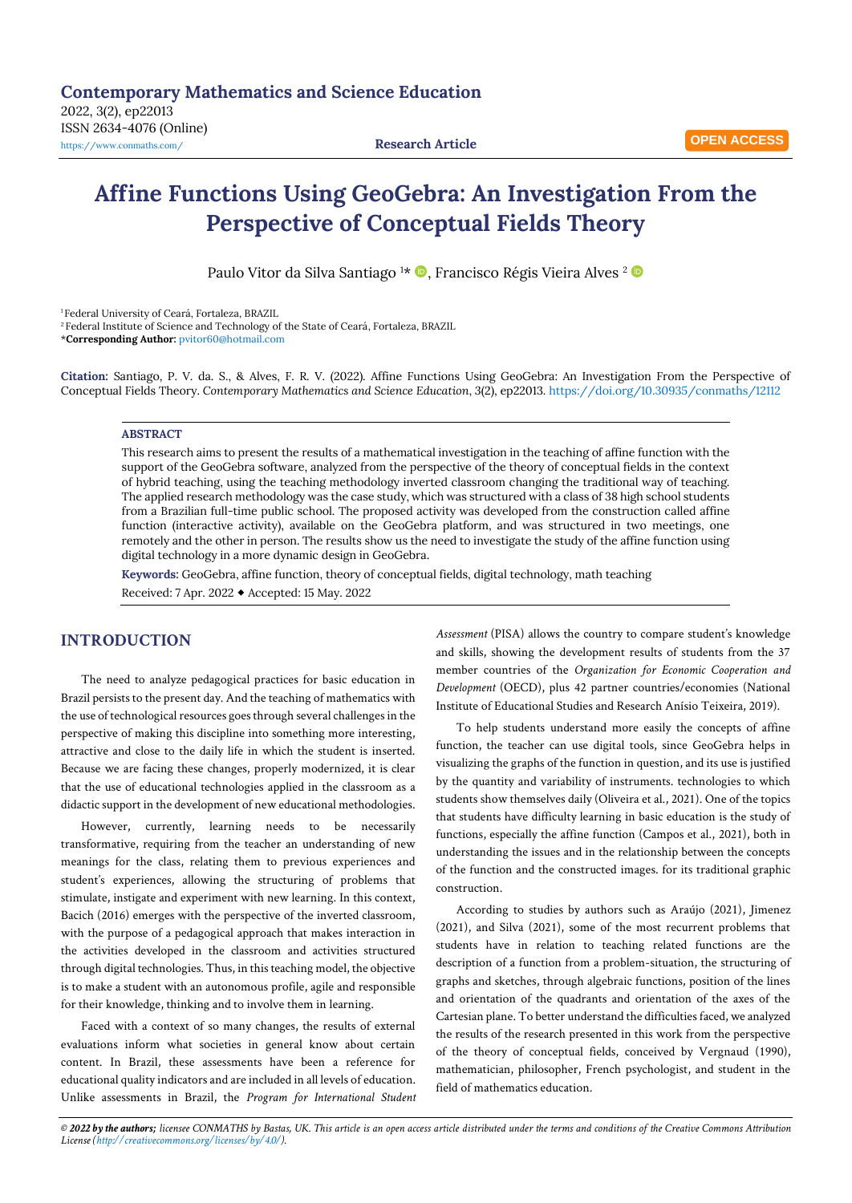Contemporary Mathematics and Science Education
2022, 3(2), ep22013
ISSN 2634-4076 (Online)
https://www.conmaths.com/

Research Article

OPEN ACCESS

# Affine Functions Using GeoGebra: An Investigation From the Perspective of Conceptual Fields Theory

Paulo Vitor da Silva Santiago [1]*, Francisco Régis Vieira Alves [2]

[1] Federal University of Ceará, Fortaleza, BRAZIL
[2] Federal Institute of Science and Technology of the State of Ceará, Fortaleza, BRAZIL
***Corresponding Author:** pvitor60@hotmail.com

**Citation:** Santiago, P. V. da. S., & Alves, F. R. V. (2022). Affine Functions Using GeoGebra: An Investigation From the Perspective of Conceptual Fields Theory. *Contemporary Mathematics and Science Education*, 3(2), ep22013. https://doi.org/10.30935/conmaths/12112

## ABSTRACT

This research aims to present the results of a mathematical investigation in the teaching of affine function with the support of the GeoGebra software, analyzed from the perspective of the theory of conceptual fields in the context of hybrid teaching, using the teaching methodology inverted classroom changing the traditional way of teaching. The applied research methodology was the case study, which was structured with a class of 38 high school students from a Brazilian full-time public school. The proposed activity was developed from the construction called affine function (interactive activity), available on the GeoGebra platform, and was structured in two meetings, one remotely and the other in person. The results show us the need to investigate the study of the affine function using digital technology in a more dynamic design in GeoGebra.

**Keywords:** GeoGebra, affine function, theory of conceptual fields, digital technology, math teaching

Received: 7 Apr. 2022 ◆ Accepted: 15 May. 2022

## INTRODUCTION

The need to analyze pedagogical practices for basic education in Brazil persists to the present day. And the teaching of mathematics with the use of technological resources goes through several challenges in the perspective of making this discipline into something more interesting, attractive and close to the daily life in which the student is inserted. Because we are facing these changes, properly modernized, it is clear that the use of educational technologies applied in the classroom as a didactic support in the development of new educational methodologies.

However, currently, learning needs to be necessarily transformative, requiring from the teacher an understanding of new meanings for the class, relating them to previous experiences and student's experiences, allowing the structuring of problems that stimulate, instigate and experiment with new learning. In this context, Bacich (2016) emerges with the perspective of the inverted classroom, with the purpose of a pedagogical approach that makes interaction in the activities developed in the classroom and activities structured through digital technologies. Thus, in this teaching model, the objective is to make a student with an autonomous profile, agile and responsible for their knowledge, thinking and to involve them in learning.

Faced with a context of so many changes, the results of external evaluations inform what societies in general know about certain content. In Brazil, these assessments have been a reference for educational quality indicators and are included in all levels of education. Unlike assessments in Brazil, the *Program for International Student Assessment* (PISA) allows the country to compare student's knowledge and skills, showing the development results of students from the 37 member countries of the *Organization for Economic Cooperation and Development* (OECD), plus 42 partner countries/economies (National Institute of Educational Studies and Research Anísio Teixeira, 2019).

To help students understand more easily the concepts of affine function, the teacher can use digital tools, since GeoGebra helps in visualizing the graphs of the function in question, and its use is justified by the quantity and variability of instruments. technologies to which students show themselves daily (Oliveira et al., 2021). One of the topics that students have difficulty learning in basic education is the study of functions, especially the affine function (Campos et al., 2021), both in understanding the issues and in the relationship between the concepts of the function and the constructed images. for its traditional graphic construction.

According to studies by authors such as Araújo (2021), Jimenez (2021), and Silva (2021), some of the most recurrent problems that students have in relation to teaching related functions are the description of a function from a problem-situation, the structuring of graphs and sketches, through algebraic functions, position of the lines and orientation of the quadrants and orientation of the axes of the Cartesian plane. To better understand the difficulties faced, we analyzed the results of the research presented in this work from the perspective of the theory of conceptual fields, conceived by Vergnaud (1990), mathematician, philosopher, French psychologist, and student in the field of mathematics education.

*© 2022 by the authors; licensee CONMATHS by Bastas, UK. This article is an open access article distributed under the terms and conditions of the Creative Commons Attribution License (http://creativecommons.org/licenses/by/4.0/).*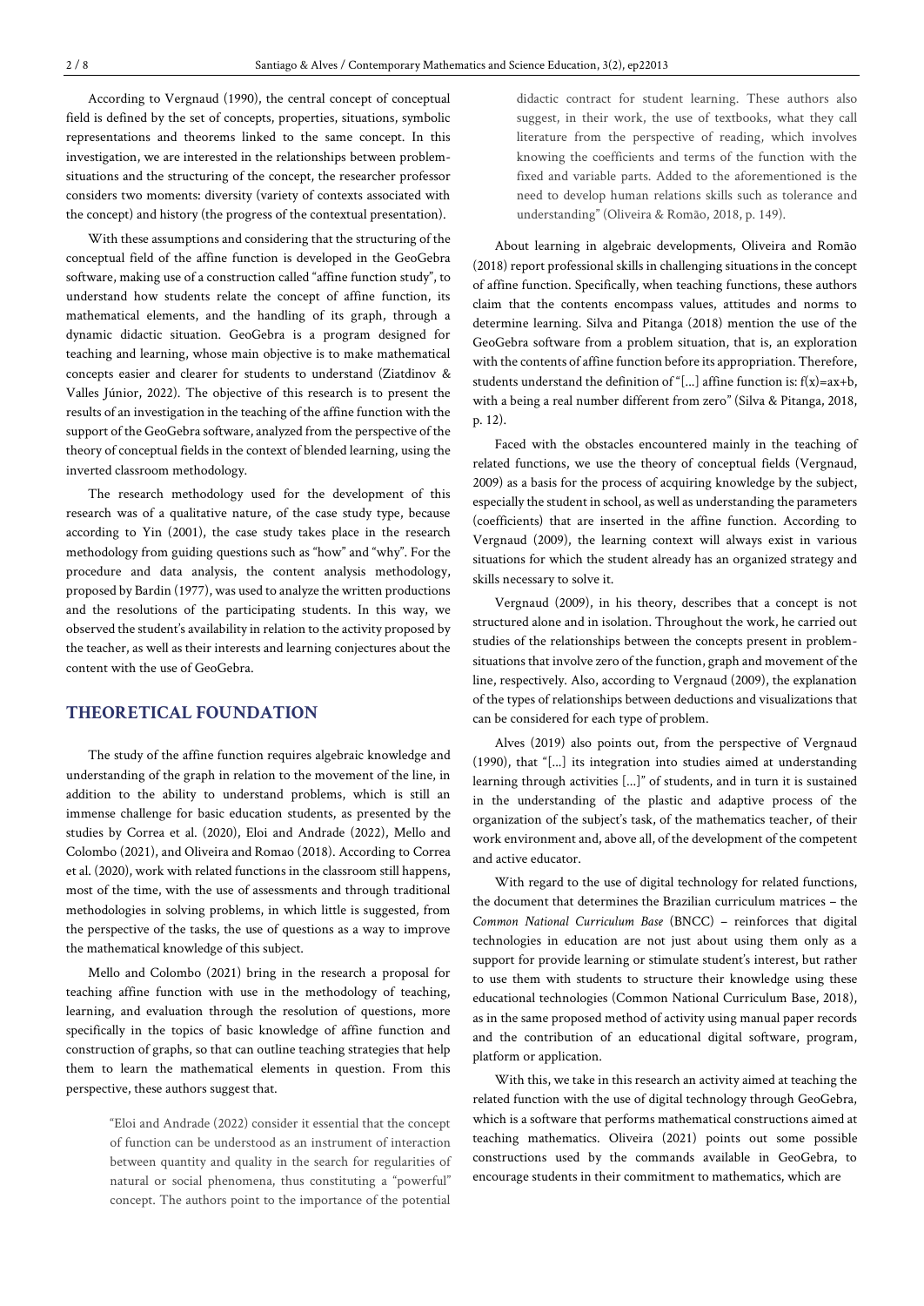According to Vergnaud (1990), the central concept of conceptual field is defined by the set of concepts, properties, situations, symbolic representations and theorems linked to the same concept. In this investigation, we are interested in the relationships between problem-situations and the structuring of the concept, the researcher professor considers two moments: diversity (variety of contexts associated with the concept) and history (the progress of the contextual presentation).

With these assumptions and considering that the structuring of the conceptual field of the affine function is developed in the GeoGebra software, making use of a construction called "affine function study", to understand how students relate the concept of affine function, its mathematical elements, and the handling of its graph, through a dynamic didactic situation. GeoGebra is a program designed for teaching and learning, whose main objective is to make mathematical concepts easier and clearer for students to understand (Ziatdinov & Valles Júnior, 2022). The objective of this research is to present the results of an investigation in the teaching of the affine function with the support of the GeoGebra software, analyzed from the perspective of the theory of conceptual fields in the context of blended learning, using the inverted classroom methodology.

The research methodology used for the development of this research was of a qualitative nature, of the case study type, because according to Yin (2001), the case study takes place in the research methodology from guiding questions such as "how" and "why". For the procedure and data analysis, the content analysis methodology, proposed by Bardin (1977), was used to analyze the written productions and the resolutions of the participating students. In this way, we observed the student's availability in relation to the activity proposed by the teacher, as well as their interests and learning conjectures about the content with the use of GeoGebra.

## THEORETICAL FOUNDATION

The study of the affine function requires algebraic knowledge and understanding of the graph in relation to the movement of the line, in addition to the ability to understand problems, which is still an immense challenge for basic education students, as presented by the studies by Correa et al. (2020), Eloi and Andrade (2022), Mello and Colombo (2021), and Oliveira and Romao (2018). According to Correa et al. (2020), work with related functions in the classroom still happens, most of the time, with the use of assessments and through traditional methodologies in solving problems, in which little is suggested, from the perspective of the tasks, the use of questions as a way to improve the mathematical knowledge of this subject.

Mello and Colombo (2021) bring in the research a proposal for teaching affine function with use in the methodology of teaching, learning, and evaluation through the resolution of questions, more specifically in the topics of basic knowledge of affine function and construction of graphs, so that can outline teaching strategies that help them to learn the mathematical elements in question. From this perspective, these authors suggest that.

> "Eloi and Andrade (2022) consider it essential that the concept of function can be understood as an instrument of interaction between quantity and quality in the search for regularities of natural or social phenomena, thus constituting a "powerful" concept. The authors point to the importance of the potential didactic contract for student learning. These authors also suggest, in their work, the use of textbooks, what they call literature from the perspective of reading, which involves knowing the coefficients and terms of the function with the fixed and variable parts. Added to the aforementioned is the need to develop human relations skills such as tolerance and understanding" (Oliveira & Romão, 2018, p. 149).

About learning in algebraic developments, Oliveira and Romão (2018) report professional skills in challenging situations in the concept of affine function. Specifically, when teaching functions, these authors claim that the contents encompass values, attitudes and norms to determine learning. Silva and Pitanga (2018) mention the use of the GeoGebra software from a problem situation, that is, an exploration with the contents of affine function before its appropriation. Therefore, students understand the definition of "[...] affine function is: $f(x)=ax+b$, with a being a real number different from zero" (Silva & Pitanga, 2018, p. 12).

Faced with the obstacles encountered mainly in the teaching of related functions, we use the theory of conceptual fields (Vergnaud, 2009) as a basis for the process of acquiring knowledge by the subject, especially the student in school, as well as understanding the parameters (coefficients) that are inserted in the affine function. According to Vergnaud (2009), the learning context will always exist in various situations for which the student already has an organized strategy and skills necessary to solve it.

Vergnaud (2009), in his theory, describes that a concept is not structured alone and in isolation. Throughout the work, he carried out studies of the relationships between the concepts present in problem-situations that involve zero of the function, graph and movement of the line, respectively. Also, according to Vergnaud (2009), the explanation of the types of relationships between deductions and visualizations that can be considered for each type of problem.

Alves (2019) also points out, from the perspective of Vergnaud (1990), that "[...] its integration into studies aimed at understanding learning through activities [...]" of students, and in turn it is sustained in the understanding of the plastic and adaptive process of the organization of the subject's task, of the mathematics teacher, of their work environment and, above all, of the development of the competent and active educator.

With regard to the use of digital technology for related functions, the document that determines the Brazilian curriculum matrices – the *Common National Curriculum Base* (BNCC) – reinforces that digital technologies in education are not just about using them only as a support for provide learning or stimulate student's interest, but rather to use them with students to structure their knowledge using these educational technologies (Common National Curriculum Base, 2018), as in the same proposed method of activity using manual paper records and the contribution of an educational digital software, program, platform or application.

With this, we take in this research an activity aimed at teaching the related function with the use of digital technology through GeoGebra, which is a software that performs mathematical constructions aimed at teaching mathematics. Oliveira (2021) points out some possible constructions used by the commands available in GeoGebra, to encourage students in their commitment to mathematics, which are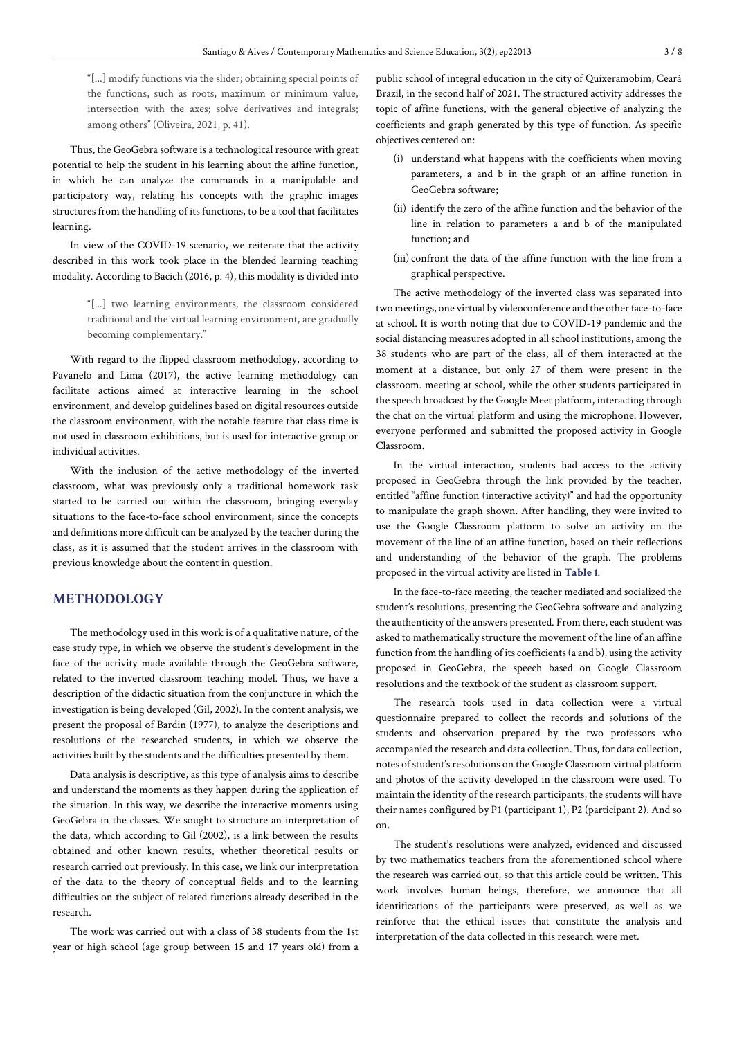> "[...] modify functions via the slider; obtaining special points of the functions, such as roots, maximum or minimum value, intersection with the axes; solve derivatives and integrals; among others" (Oliveira, 2021, p. 41).

Thus, the GeoGebra software is a technological resource with great potential to help the student in his learning about the affine function, in which he can analyze the commands in a manipulable and participatory way, relating his concepts with the graphic images structures from the handling of its functions, to be a tool that facilitates learning.

In view of the COVID-19 scenario, we reiterate that the activity described in this work took place in the blended learning teaching modality. According to Bacich (2016, p. 4), this modality is divided into

> "[...] two learning environments, the classroom considered traditional and the virtual learning environment, are gradually becoming complementary."

With regard to the flipped classroom methodology, according to Pavanelo and Lima (2017), the active learning methodology can facilitate actions aimed at interactive learning in the school environment, and develop guidelines based on digital resources outside the classroom environment, with the notable feature that class time is not used in classroom exhibitions, but is used for interactive group or individual activities.

With the inclusion of the active methodology of the inverted classroom, what was previously only a traditional homework task started to be carried out within the classroom, bringing everyday situations to the face-to-face school environment, since the concepts and definitions more difficult can be analyzed by the teacher during the class, as it is assumed that the student arrives in the classroom with previous knowledge about the content in question.

## METHODOLOGY

The methodology used in this work is of a qualitative nature, of the case study type, in which we observe the student's development in the face of the activity made available through the GeoGebra software, related to the inverted classroom teaching model. Thus, we have a description of the didactic situation from the conjuncture in which the investigation is being developed (Gil, 2002). In the content analysis, we present the proposal of Bardin (1977), to analyze the descriptions and resolutions of the researched students, in which we observe the activities built by the students and the difficulties presented by them.

Data analysis is descriptive, as this type of analysis aims to describe and understand the moments as they happen during the application of the situation. In this way, we describe the interactive moments using GeoGebra in the classes. We sought to structure an interpretation of the data, which according to Gil (2002), is a link between the results obtained and other known results, whether theoretical results or research carried out previously. In this case, we link our interpretation of the data to the theory of conceptual fields and to the learning difficulties on the subject of related functions already described in the research.

The work was carried out with a class of 38 students from the 1st year of high school (age group between 15 and 17 years old) from a public school of integral education in the city of Quixeramobim, Ceará Brazil, in the second half of 2021. The structured activity addresses the topic of affine functions, with the general objective of analyzing the coefficients and graph generated by this type of function. As specific objectives centered on:

(i) understand what happens with the coefficients when moving parameters, a and b in the graph of an affine function in GeoGebra software;

(ii) identify the zero of the affine function and the behavior of the line in relation to parameters a and b of the manipulated function; and

(iii) confront the data of the affine function with the line from a graphical perspective.

The active methodology of the inverted class was separated into two meetings, one virtual by videoconference and the other face-to-face at school. It is worth noting that due to COVID-19 pandemic and the social distancing measures adopted in all school institutions, among the 38 students who are part of the class, all of them interacted at the moment at a distance, but only 27 of them were present in the classroom. meeting at school, while the other students participated in the speech broadcast by the Google Meet platform, interacting through the chat on the virtual platform and using the microphone. However, everyone performed and submitted the proposed activity in Google Classroom.

In the virtual interaction, students had access to the activity proposed in GeoGebra through the link provided by the teacher, entitled "affine function (interactive activity)" and had the opportunity to manipulate the graph shown. After handling, they were invited to use the Google Classroom platform to solve an activity on the movement of the line of an affine function, based on their reflections and understanding of the behavior of the graph. The problems proposed in the virtual activity are listed in **Table 1**.

In the face-to-face meeting, the teacher mediated and socialized the student's resolutions, presenting the GeoGebra software and analyzing the authenticity of the answers presented. From there, each student was asked to mathematically structure the movement of the line of an affine function from the handling of its coefficients (a and b), using the activity proposed in GeoGebra, the speech based on Google Classroom resolutions and the textbook of the student as classroom support.

The research tools used in data collection were a virtual questionnaire prepared to collect the records and solutions of the students and observation prepared by the two professors who accompanied the research and data collection. Thus, for data collection, notes of student's resolutions on the Google Classroom virtual platform and photos of the activity developed in the classroom were used. To maintain the identity of the research participants, the students will have their names configured by P1 (participant 1), P2 (participant 2). And so on.

The student's resolutions were analyzed, evidenced and discussed by two mathematics teachers from the aforementioned school where the research was carried out, so that this article could be written. This work involves human beings, therefore, we announce that all identifications of the participants were preserved, as well as we reinforce that the ethical issues that constitute the analysis and interpretation of the data collected in this research were met.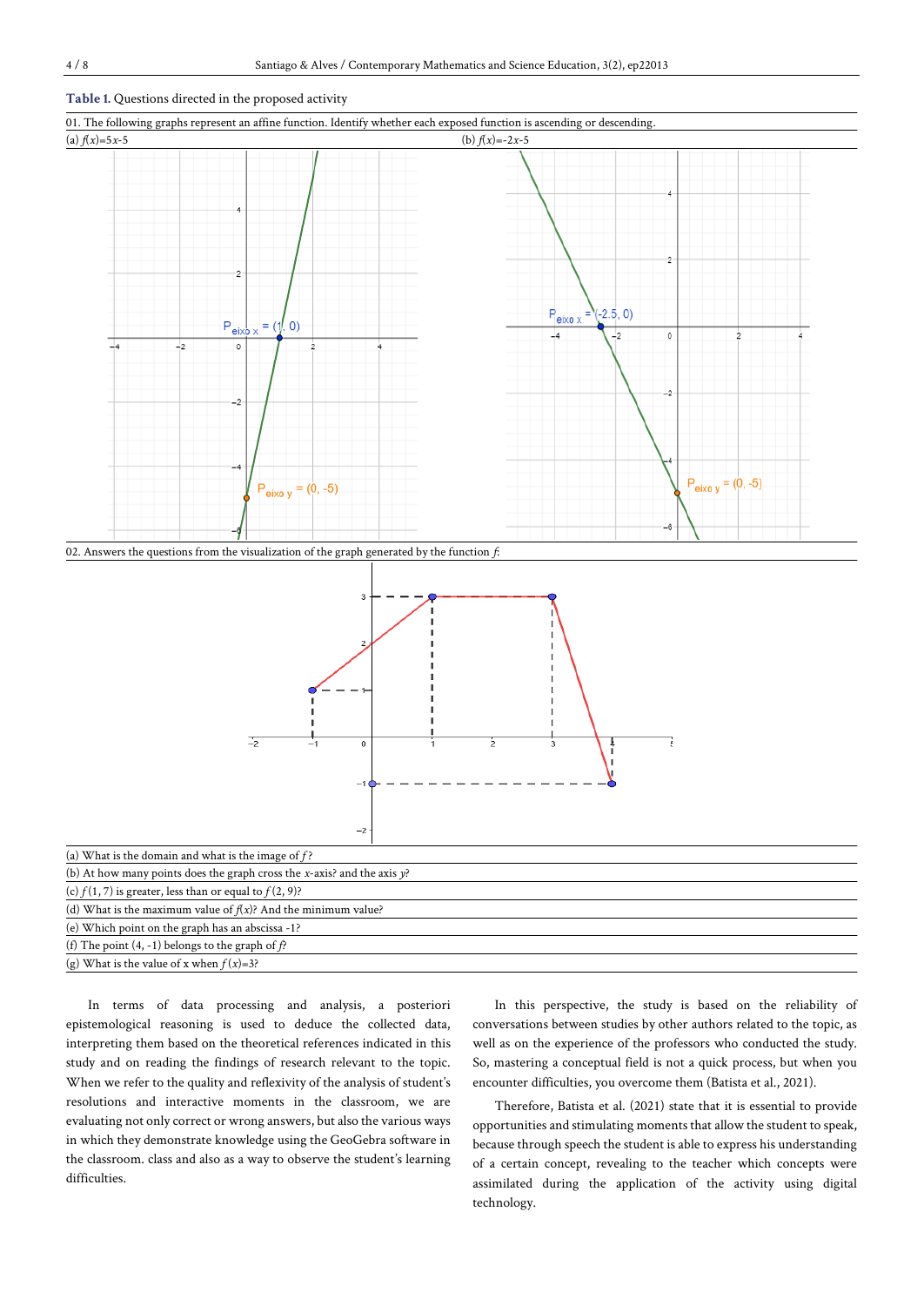**Table 1.** Questions directed in the proposed activity

01. The following graphs represent an affine function. Identify whether each exposed function is ascending or descending.

(a) $f(x)=5x-5$

(b) $f(x)=-2x-5$

02. Answers the questions from the visualization of the graph generated by the function $f$:

(a) What is the domain and what is the image of $f$?

(b) At how many points does the graph cross the $x$-axis? and the axis $y$?

(c) $f(1,7)$ is greater, less than or equal to $f(2,9)$?

(d) What is the maximum value of $f(x)$? And the minimum value?

(e) Which point on the graph has an abscissa -1?

(f) The point (4, -1) belongs to the graph of $f$?

(g) What is the value of x when $f(x)=3$?

In terms of data processing and analysis, a posteriori epistemological reasoning is used to deduce the collected data, interpreting them based on the theoretical references indicated in this study and on reading the findings of research relevant to the topic. When we refer to the quality and reflexivity of the analysis of student's resolutions and interactive moments in the classroom, we are evaluating not only correct or wrong answers, but also the various ways in which they demonstrate knowledge using the GeoGebra software in the classroom. class and also as a way to observe the student's learning difficulties.

In this perspective, the study is based on the reliability of conversations between studies by other authors related to the topic, as well as on the experience of the professors who conducted the study. So, mastering a conceptual field is not a quick process, but when you encounter difficulties, you overcome them (Batista et al., 2021).

Therefore, Batista et al. (2021) state that it is essential to provide opportunities and stimulating moments that allow the student to speak, because through speech the student is able to express his understanding of a certain concept, revealing to the teacher which concepts were assimilated during the application of the activity using digital technology.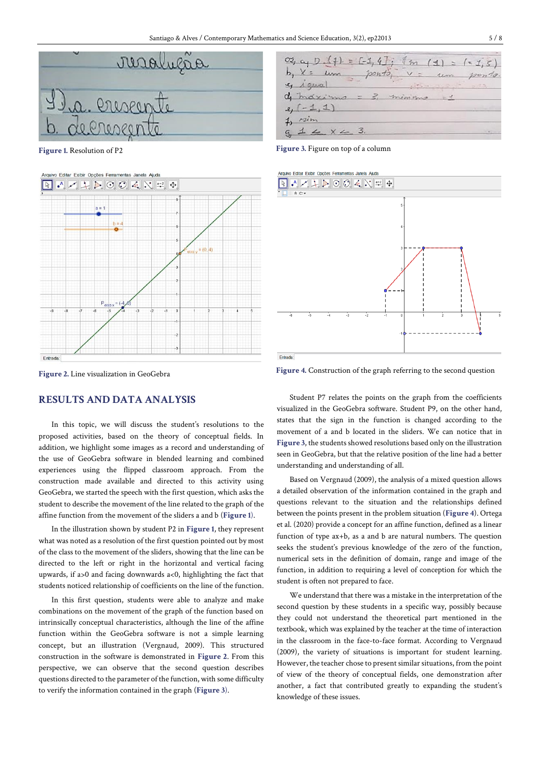Figure 1. Resolution of P2

Figure 3. Figure on top of a column

Figure 2. Line visualization in GeoGebra

Figure 4. Construction of the graph referring to the second question

## RESULTS AND DATA ANALYSIS

In this topic, we will discuss the student's resolutions to the proposed activities, based on the theory of conceptual fields. In addition, we highlight some images and understanding of the use of GeoGebra software in blended learning and combined experiences using the flipped classroom approach. From the construction made available and directed to this activity using GeoGebra, we started the speech with the first question, which asks the student to describe the movement of the line related to the graph of the affine function from the movement of the sliders a and b (Figure 1).

In the illustration shown by student P2 in Figure 1, they represent what was noted as a resolution of the first question pointed out by most of the class to the movement of the sliders, showing that the line can be directed to the left or right in the horizontal and vertical facing upwards, if a>0 and facing downwards a<0, highlighting the fact that students noticed relationship of coefficients on the line of the function.

In this first question, students were able to analyze and make combinations on the movement of the graph of the function based on intrinsically conceptual characteristics, although the line of the affine function within the GeoGebra software is not a simple learning concept, but an illustration (Vergnaud, 2009). This structured construction in the software is demonstrated in Figure 2. From this perspective, we can observe that the second question describes questions directed to the parameter of the function, with some difficulty to verify the information contained in the graph (Figure 3).

Student P7 relates the points on the graph from the coefficients visualized in the GeoGebra software. Student P9, on the other hand, states that the sign in the function is changed according to the movement of a and b located in the sliders. We can notice that in Figure 3, the students showed resolutions based only on the illustration seen in GeoGebra, but that the relative position of the line had a better understanding and understanding of all.

Based on Vergnaud (2009), the analysis of a mixed question allows a detailed observation of the information contained in the graph and questions relevant to the situation and the relationships defined between the points present in the problem situation (Figure 4). Ortega et al. (2020) provide a concept for an affine function, defined as a linear function of type ax+b, as a and b are natural numbers. The question seeks the student's previous knowledge of the zero of the function, numerical sets in the definition of domain, range and image of the function, in addition to requiring a level of conception for which the student is often not prepared to face.

We understand that there was a mistake in the interpretation of the second question by these students in a specific way, possibly because they could not understand the theoretical part mentioned in the textbook, which was explained by the teacher at the time of interaction in the classroom in the face-to-face format. According to Vergnaud (2009), the variety of situations is important for student learning. However, the teacher chose to present similar situations, from the point of view of the theory of conceptual fields, one demonstration after another, a fact that contributed greatly to expanding the student's knowledge of these issues.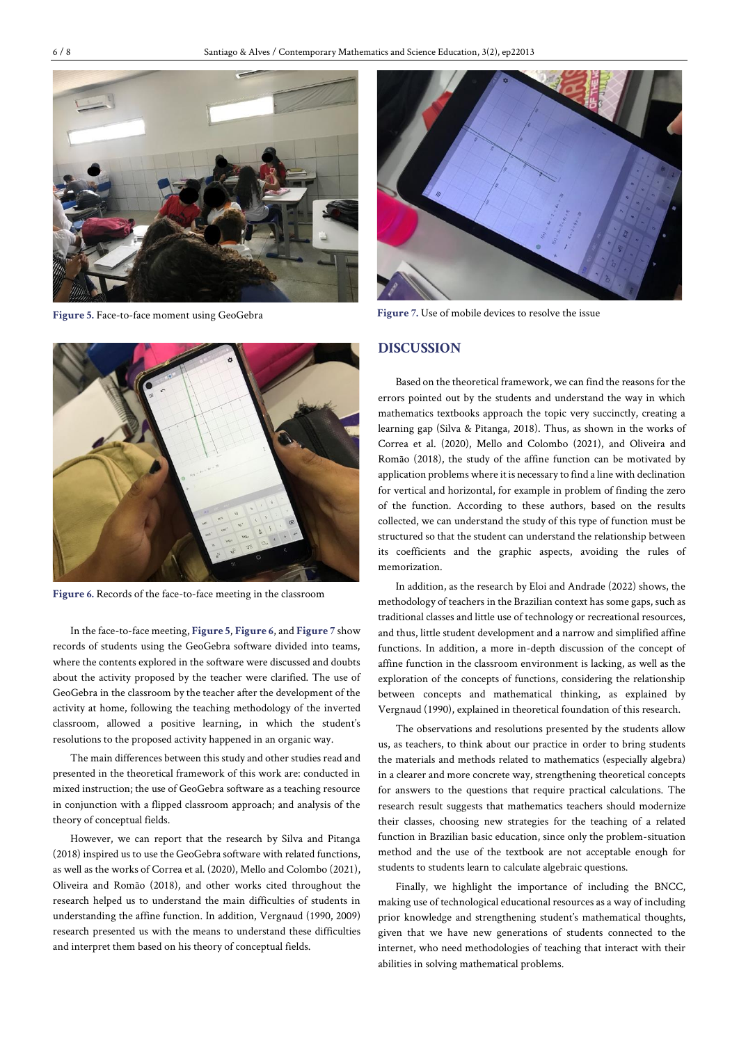Figure 5. Face-to-face moment using GeoGebra

Figure 6. Records of the face-to-face meeting in the classroom

In the face-to-face meeting, Figure 5, Figure 6, and Figure 7 show records of students using the GeoGebra software divided into teams, where the contents explored in the software were discussed and doubts about the activity proposed by the teacher were clarified. The use of GeoGebra in the classroom by the teacher after the development of the activity at home, following the teaching methodology of the inverted classroom, allowed a positive learning, in which the student's resolutions to the proposed activity happened in an organic way.

The main differences between this study and other studies read and presented in the theoretical framework of this work are: conducted in mixed instruction; the use of GeoGebra software as a teaching resource in conjunction with a flipped classroom approach; and analysis of the theory of conceptual fields.

However, we can report that the research by Silva and Pitanga (2018) inspired us to use the GeoGebra software with related functions, as well as the works of Correa et al. (2020), Mello and Colombo (2021), Oliveira and Romão (2018), and other works cited throughout the research helped us to understand the main difficulties of students in understanding the affine function. In addition, Vergnaud (1990, 2009) research presented us with the means to understand these difficulties and interpret them based on his theory of conceptual fields.

Figure 7. Use of mobile devices to resolve the issue

## DISCUSSION

Based on the theoretical framework, we can find the reasons for the errors pointed out by the students and understand the way in which mathematics textbooks approach the topic very succinctly, creating a learning gap (Silva & Pitanga, 2018). Thus, as shown in the works of Correa et al. (2020), Mello and Colombo (2021), and Oliveira and Romão (2018), the study of the affine function can be motivated by application problems where it is necessary to find a line with declination for vertical and horizontal, for example in problem of finding the zero of the function. According to these authors, based on the results collected, we can understand the study of this type of function must be structured so that the student can understand the relationship between its coefficients and the graphic aspects, avoiding the rules of memorization.

In addition, as the research by Eloi and Andrade (2022) shows, the methodology of teachers in the Brazilian context has some gaps, such as traditional classes and little use of technology or recreational resources, and thus, little student development and a narrow and simplified affine functions. In addition, a more in-depth discussion of the concept of affine function in the classroom environment is lacking, as well as the exploration of the concepts of functions, considering the relationship between concepts and mathematical thinking, as explained by Vergnaud (1990), explained in theoretical foundation of this research.

The observations and resolutions presented by the students allow us, as teachers, to think about our practice in order to bring students the materials and methods related to mathematics (especially algebra) in a clearer and more concrete way, strengthening theoretical concepts for answers to the questions that require practical calculations. The research result suggests that mathematics teachers should modernize their classes, choosing new strategies for the teaching of a related function in Brazilian basic education, since only the problem-situation method and the use of the textbook are not acceptable enough for students to students learn to calculate algebraic questions.

Finally, we highlight the importance of including the BNCC, making use of technological educational resources as a way of including prior knowledge and strengthening student's mathematical thoughts, given that we have new generations of students connected to the internet, who need methodologies of teaching that interact with their abilities in solving mathematical problems.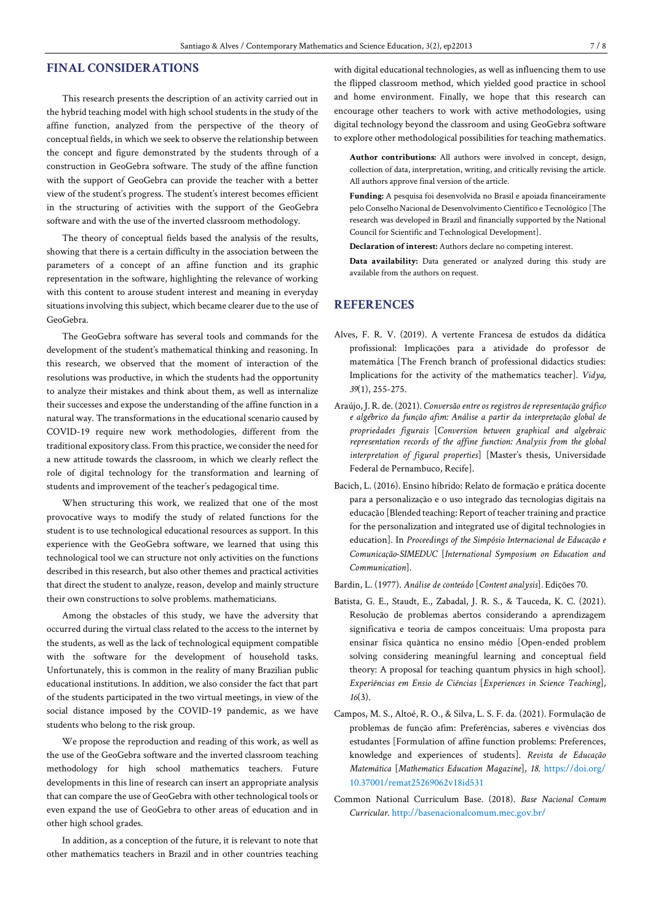## FINAL CONSIDERATIONS

This research presents the description of an activity carried out in the hybrid teaching model with high school students in the study of the affine function, analyzed from the perspective of the theory of conceptual fields, in which we seek to observe the relationship between the concept and figure demonstrated by the students through of a construction in GeoGebra software. The study of the affine function with the support of GeoGebra can provide the teacher with a better view of the student's progress. The student's interest becomes efficient in the structuring of activities with the support of the GeoGebra software and with the use of the inverted classroom methodology.

The theory of conceptual fields based the analysis of the results, showing that there is a certain difficulty in the association between the parameters of a concept of an affine function and its graphic representation in the software, highlighting the relevance of working with this content to arouse student interest and meaning in everyday situations involving this subject, which became clearer due to the use of GeoGebra.

The GeoGebra software has several tools and commands for the development of the student's mathematical thinking and reasoning. In this research, we observed that the moment of interaction of the resolutions was productive, in which the students had the opportunity to analyze their mistakes and think about them, as well as internalize their successes and expose the understanding of the affine function in a natural way. The transformations in the educational scenario caused by COVID-19 require new work methodologies, different from the traditional expository class. From this practice, we consider the need for a new attitude towards the classroom, in which we clearly reflect the role of digital technology for the transformation and learning of students and improvement of the teacher's pedagogical time.

When structuring this work, we realized that one of the most provocative ways to modify the study of related functions for the student is to use technological educational resources as support. In this experience with the GeoGebra software, we learned that using this technological tool we can structure not only activities on the functions described in this research, but also other themes and practical activities that direct the student to analyze, reason, develop and mainly structure their own constructions to solve problems. mathematicians.

Among the obstacles of this study, we have the adversity that occurred during the virtual class related to the access to the internet by the students, as well as the lack of technological equipment compatible with the software for the development of household tasks. Unfortunately, this is common in the reality of many Brazilian public educational institutions. In addition, we also consider the fact that part of the students participated in the two virtual meetings, in view of the social distance imposed by the COVID-19 pandemic, as we have students who belong to the risk group.

We propose the reproduction and reading of this work, as well as the use of the GeoGebra software and the inverted classroom teaching methodology for high school mathematics teachers. Future developments in this line of research can insert an appropriate analysis that can compare the use of GeoGebra with other technological tools or even expand the use of GeoGebra to other areas of education and in other high school grades.

In addition, as a conception of the future, it is relevant to note that other mathematics teachers in Brazil and in other countries teaching with digital educational technologies, as well as influencing them to use the flipped classroom method, which yielded good practice in school and home environment. Finally, we hope that this research can encourage other teachers to work with active methodologies, using digital technology beyond the classroom and using GeoGebra software to explore other methodological possibilities for teaching mathematics.

**Author contributions:** All authors were involved in concept, design, collection of data, interpretation, writing, and critically revising the article. All authors approve final version of the article.

**Funding:** A pesquisa foi desenvolvida no Brasil e apoiada financeiramente pelo Conselho Nacional de Desenvolvimento Científico e Tecnológico [The research was developed in Brazil and financially supported by the National Council for Scientific and Technological Development].

**Declaration of interest:** Authors declare no competing interest.

**Data availability:** Data generated or analyzed during this study are available from the authors on request.

## REFERENCES

Alves, F. R. V. (2019). A vertente Francesa de estudos da didática profissional: Implicações para a atividade do professor de matemática [The French branch of professional didactics studies: Implications for the activity of the mathematics teacher]. *Vidya, 39*(1), 255-275.

Araújo, J. R. de. (2021). *Conversão entre os registros de representação gráfico e algébrico da função afim: Análise a partir da interpretação global de propriedades figurais* [*Conversion between graphical and algebraic representation records of the affine function: Analysis from the global interpretation of figural properties*] [Master's thesis, Universidade Federal de Pernambuco, Recife].

Bacich, L. (2016). Ensino híbrido: Relato de formação e prática docente para a personalização e o uso integrado das tecnologias digitais na educação [Blended teaching: Report of teacher training and practice for the personalization and integrated use of digital technologies in education]. In *Proceedings of the Simpósio Internacional de Educação e Comunicação-SIMEDUC* [*International Symposium on Education and Communication*].

Bardin, L. (1977). *Análise de conteúdo* [*Content analysis*]. Edições 70.

Batista, G. E., Staudt, E., Zabadal, J. R. S., & Tauceda, K. C. (2021). Resolução de problemas abertos considerando a aprendizagem significativa e teoria de campos conceituais: Uma proposta para ensinar física quântica no ensino médio [Open-ended problem solving considering meaningful learning and conceptual field theory: A proposal for teaching quantum physics in high school]. *Experiências em Ensio de Ciências* [*Experiences in Science Teaching*], *16*(3).

Campos, M. S., Altoé, R. O., & Silva, L. S. F. da. (2021). Formulação de problemas de função afim: Preferências, saberes e vivências dos estudantes [Formulation of affine function problems: Preferences, knowledge and experiences of students]. *Revista de Educação Matemática* [*Mathematics Education Magazine*], *18*. https://doi.org/10.37001/remat25269062v18id531

Common National Curriculum Base. (2018). *Base Nacional Comum Curricular*. http://basenacionalcomum.mec.gov.br/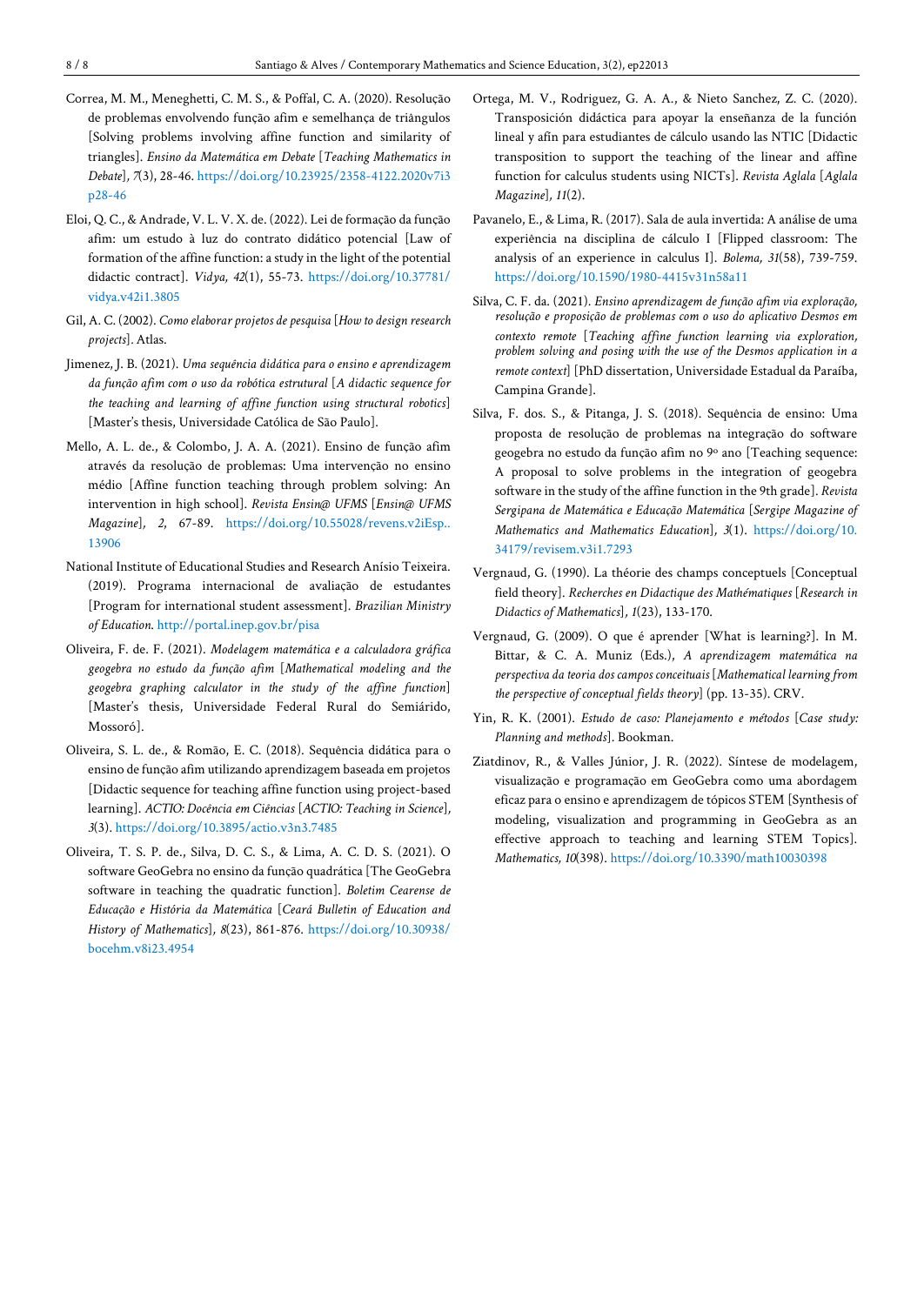Correa, M. M., Meneghetti, C. M. S., & Poffal, C. A. (2020). Resolução de problemas envolvendo função afim e semelhança de triângulos [Solving problems involving affine function and similarity of triangles]. *Ensino da Matemática em Debate* [*Teaching Mathematics in Debate*], *7*(3), 28-46. https://doi.org/10.23925/2358-4122.2020v7i3p28-46

Eloi, Q. C., & Andrade, V. L. V. X. de. (2022). Lei de formação da função afim: um estudo à luz do contrato didático potencial [Law of formation of the affine function: a study in the light of the potential didactic contract]. *Vidya, 42*(1), 55-73. https://doi.org/10.37781/vidya.v42i1.3805

Gil, A. C. (2002). *Como elaborar projetos de pesquisa* [*How to design research projects*]. Atlas.

Jimenez, J. B. (2021). *Uma sequência didática para o ensino e aprendizagem da função afim com o uso da robótica estrutural* [*A didactic sequence for the teaching and learning of affine function using structural robotics*] [Master's thesis, Universidade Católica de São Paulo].

Mello, A. L. de., & Colombo, J. A. A. (2021). Ensino de função afim através da resolução de problemas: Uma intervenção no ensino médio [Affine function teaching through problem solving: An intervention in high school]. *Revista Ensin@ UFMS* [*Ensin@ UFMS Magazine*], *2*, 67-89. https://doi.org/10.55028/revens.v2iEsp..13906

National Institute of Educational Studies and Research Anísio Teixeira. (2019). Programa internacional de avaliação de estudantes [Program for international student assessment]. *Brazilian Ministry of Education*. http://portal.inep.gov.br/pisa

Oliveira, F. de. F. (2021). *Modelagem matemática e a calculadora gráfica geogebra no estudo da função afim* [*Mathematical modeling and the geogebra graphing calculator in the study of the affine function*] [Master's thesis, Universidade Federal Rural do Semiárido, Mossoró].

Oliveira, S. L. de., & Romão, E. C. (2018). Sequência didática para o ensino de função afim utilizando aprendizagem baseada em projetos [Didactic sequence for teaching affine function using project-based learning]. *ACTIO: Docência em Ciências* [*ACTIO: Teaching in Science*], *3*(3). https://doi.org/10.3895/actio.v3n3.7485

Oliveira, T. S. P. de., Silva, D. C. S., & Lima, A. C. D. S. (2021). O software GeoGebra no ensino da função quadrática [The GeoGebra software in teaching the quadratic function]. *Boletim Cearense de Educação e História da Matemática* [*Ceará Bulletin of Education and History of Mathematics*], *8*(23), 861-876. https://doi.org/10.30938/bocehm.v8i23.4954

Ortega, M. V., Rodriguez, G. A. A., & Nieto Sanchez, Z. C. (2020). Transposición didáctica para apoyar la enseñanza de la función lineal y afín para estudiantes de cálculo usando las NTIC [Didactic transposition to support the teaching of the linear and affine function for calculus students using NICTs]. *Revista Aglala* [*Aglala Magazine*], *11*(2).

Pavanelo, E., & Lima, R. (2017). Sala de aula invertida: A análise de uma experiência na disciplina de cálculo I [Flipped classroom: The analysis of an experience in calculus I]. *Bolema, 31*(58), 739-759. https://doi.org/10.1590/1980-4415v31n58a11

Silva, C. F. da. (2021). *Ensino aprendizagem de função afim via exploração, resolução e proposição de problemas com o uso do aplicativo Desmos em contexto remote* [*Teaching affine function learning via exploration, problem solving and posing with the use of the Desmos application in a remote context*] [PhD dissertation, Universidade Estadual da Paraíba, Campina Grande].

Silva, F. dos. S., & Pitanga, J. S. (2018). Sequência de ensino: Uma proposta de resolução de problemas na integração do software geogebra no estudo da função afim no 9º ano [Teaching sequence: A proposal to solve problems in the integration of geogebra software in the study of the affine function in the 9th grade]. *Revista Sergipana de Matemática e Educação Matemática* [*Sergipe Magazine of Mathematics and Mathematics Education*], *3*(1). https://doi.org/10.34179/revisem.v3i1.7293

Vergnaud, G. (1990). La théorie des champs conceptuels [Conceptual field theory]. *Recherches en Didactique des Mathématiques* [*Research in Didactics of Mathematics*], *1*(23), 133-170.

Vergnaud, G. (2009). O que é aprender [What is learning?]. In M. Bittar, & C. A. Muniz (Eds.), *A aprendizagem matemática na perspectiva da teoria dos campos conceituais* [*Mathematical learning from the perspective of conceptual fields theory*] (pp. 13-35). CRV.

Yin, R. K. (2001). *Estudo de caso: Planejamento e métodos* [*Case study: Planning and methods*]. Bookman.

Ziatdinov, R., & Valles Júnior, J. R. (2022). Síntese de modelagem, visualização e programação em GeoGebra como uma abordagem eficaz para o ensino e aprendizagem de tópicos STEM [Synthesis of modeling, visualization and programming in GeoGebra as an effective approach to teaching and learning STEM Topics]. *Mathematics, 10*(398). https://doi.org/10.3390/math10030398